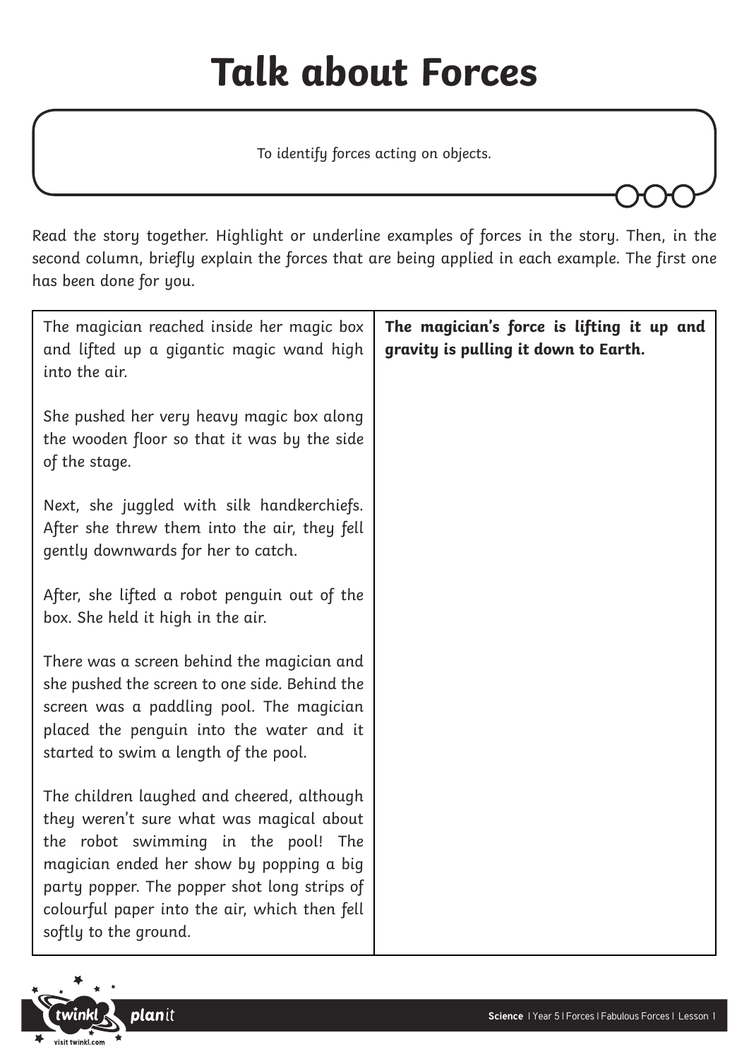# Talk about Forces

To identify forces acting on objects.

Read the story together. Highlight or underline examples of forces in the story. Then, in the second column, briefly explain the forces that are being applied in each example. The first one has been done for you.

| | |
|---|---|
| The magician reached inside her magic box and lifted up a gigantic magic wand high into the air. | **The magician's force is lifting it up and gravity is pulling it down to Earth.** |
| She pushed her very heavy magic box along the wooden floor so that it was by the side of the stage. | |
| Next, she juggled with silk handkerchiefs. After she threw them into the air, they fell gently downwards for her to catch. | |
| After, she lifted a robot penguin out of the box. She held it high in the air. | |
| There was a screen behind the magician and she pushed the screen to one side. Behind the screen was a paddling pool. The magician placed the penguin into the water and it started to swim a length of the pool. | |
| The children laughed and cheered, although they weren't sure what was magical about the robot swimming in the pool! The magician ended her show by popping a big party popper. The popper shot long strips of colourful paper into the air, which then fell softly to the ground. | |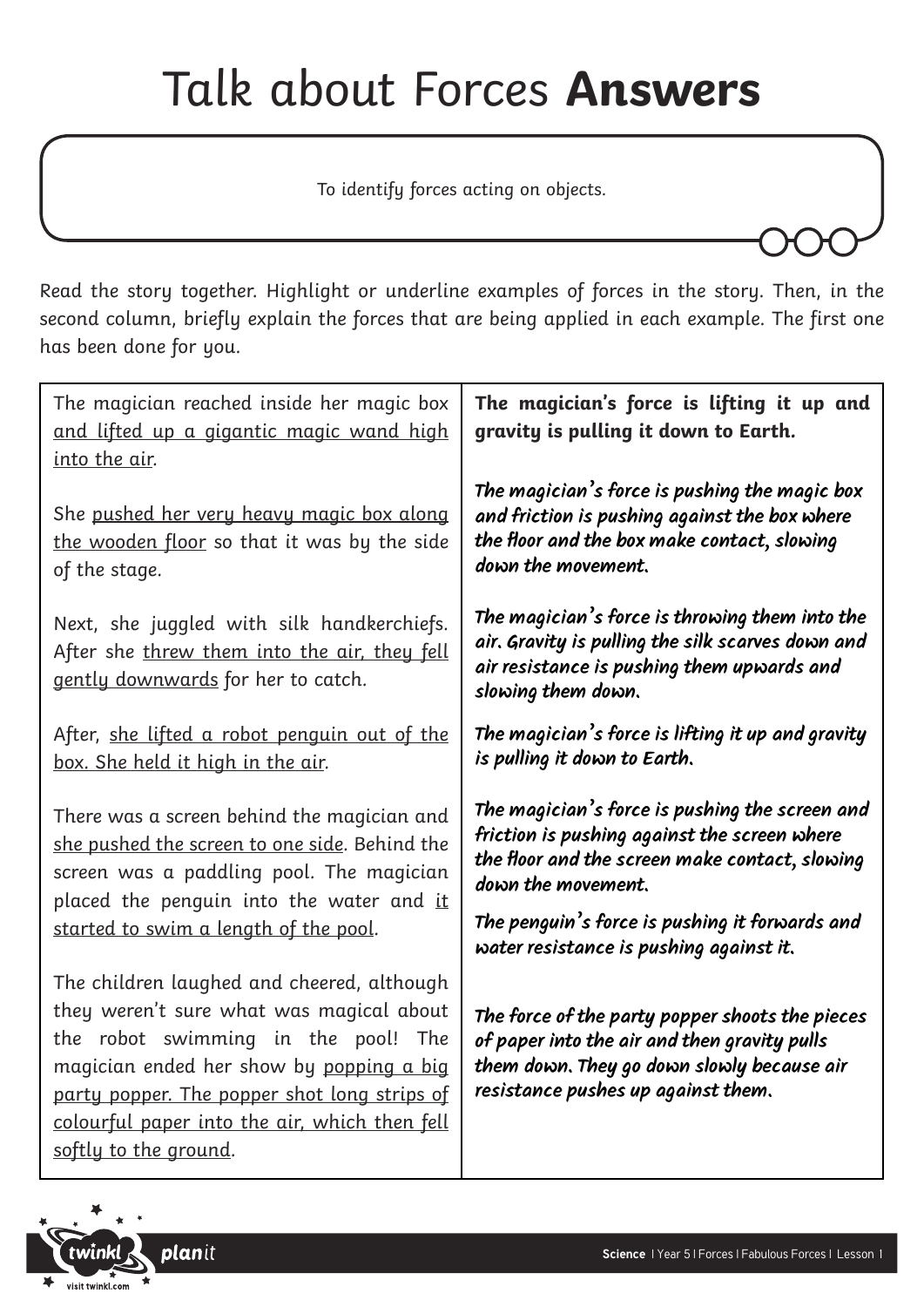# Talk about Forces **Answers**

To identify forces acting on objects.

Read the story together. Highlight or underline examples of forces in the story. Then, in the second column, briefly explain the forces that are being applied in each example. The first one has been done for you.

| | |
|---|---|
| The magician reached inside her magic box <u>and lifted up a gigantic magic wand high into the air</u>. | **The magician's force is lifting it up and gravity is pulling it down to Earth.** |
| She <u>pushed her very heavy magic box along the wooden floor</u> so that it was by the side of the stage. | *The magician's force is pushing the magic box and friction is pushing against the box where the floor and the box make contact, slowing down the movement.* |
| Next, she juggled with silk handkerchiefs. After she <u>threw them into the air, they fell gently downwards</u> for her to catch. | *The magician's force is throwing them into the air. Gravity is pulling the silk scarves down and air resistance is pushing them upwards and slowing them down.* |
| After, <u>she lifted a robot penguin out of the box. She held it high in the air</u>. | *The magician's force is lifting it up and gravity is pulling it down to Earth.* |
| There was a screen behind the magician and <u>she pushed the screen to one side</u>. Behind the screen was a paddling pool. The magician placed the penguin into the water and <u>it started to swim a length of the pool</u>. | *The magician's force is pushing the screen and friction is pushing against the screen where the floor and the screen make contact, slowing down the movement.* *The penguin's force is pushing it forwards and water resistance is pushing against it.* |
| The children laughed and cheered, although they weren't sure what was magical about the robot swimming in the pool! The magician ended her show by <u>popping a big party popper. The popper shot long strips of colourful paper into the air, which then fell softly to the ground</u>. | *The force of the party popper shoots the pieces of paper into the air and then gravity pulls them down. They go down slowly because air resistance pushes up against them.* |